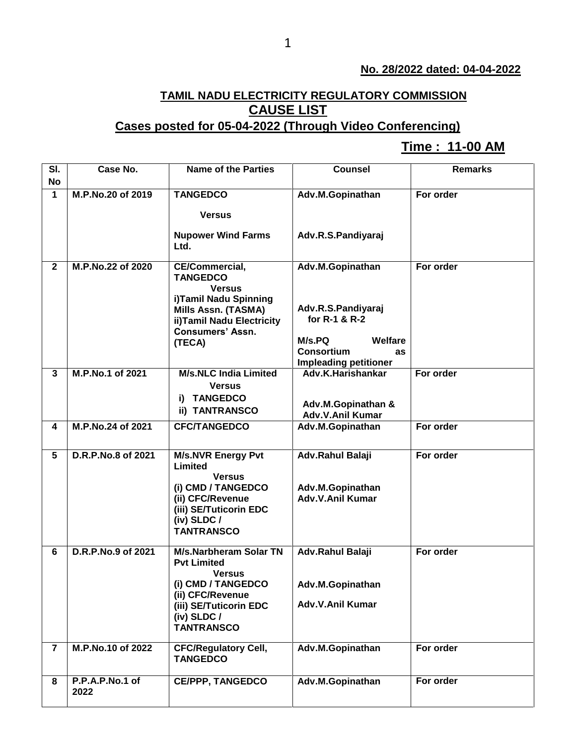**No. 28/2022 dated: 04-04-2022**

## TAMIL NADU ELECTRICITY REGULATORY COMMISSION

## CAUSE LIST

### Cases posted for 05-04-2022 (Through Video Conferencing)

**Time : 11-00 AM**

| Sl. No | Case No. | Name of the Parties | Counsel | Remarks |
|---|---|---|---|---|
| 1 | M.P.No.20 of 2019 | TANGEDCO<br>Versus<br>Nupower Wind Farms Ltd. | Adv.M.Gopinathan<br><br>Adv.R.S.Pandiyaraj | For order |
| 2 | M.P.No.22 of 2020 | CE/Commercial, TANGEDCO<br>Versus<br>i)Tamil Nadu Spinning Mills Assn. (TASMA)<br>ii)Tamil Nadu Electricity Consumers' Assn. (TECA) | Adv.M.Gopinathan<br><br>Adv.R.S.Pandiyaraj for R-1 & R-2<br><br>M/s.PQ Welfare Consortium as Impleading petitioner | For order |
| 3 | M.P.No.1 of 2021 | M/s.NLC India Limited<br>Versus<br>i) TANGEDCO<br>ii) TANTRANSCO | Adv.K.Harishankar<br><br>Adv.M.Gopinathan & Adv.V.Anil Kumar | For order |
| 4 | M.P.No.24 of 2021 | CFC/TANGEDCO | Adv.M.Gopinathan | For order |
| 5 | D.R.P.No.8 of 2021 | M/s.NVR Energy Pvt Limited<br>Versus<br>(i) CMD / TANGEDCO<br>(ii) CFC/Revenue<br>(iii) SE/Tuticorin EDC<br>(iv) SLDC / TANTRANSCO | Adv.Rahul Balaji<br><br>Adv.M.Gopinathan<br>Adv.V.Anil Kumar | For order |
| 6 | D.R.P.No.9 of 2021 | M/s.Narbheram Solar TN Pvt Limited<br>Versus<br>(i) CMD / TANGEDCO<br>(ii) CFC/Revenue<br>(iii) SE/Tuticorin EDC<br>(iv) SLDC / TANTRANSCO | Adv.Rahul Balaji<br><br>Adv.M.Gopinathan<br><br>Adv.V.Anil Kumar | For order |
| 7 | M.P.No.10 of 2022 | CFC/Regulatory Cell, TANGEDCO | Adv.M.Gopinathan | For order |
| 8 | P.P.A.P.No.1 of 2022 | CE/PPP, TANGEDCO | Adv.M.Gopinathan | For order |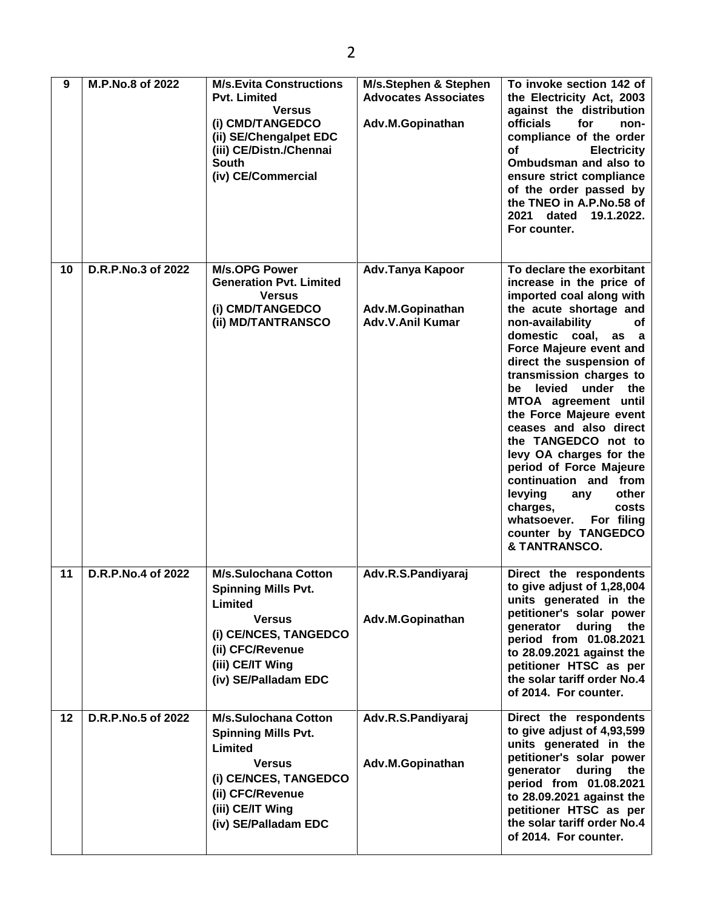| 9 | M.P.No.8 of 2022 | M/s.Evita Constructions Pvt. Limited<br>Versus<br>(i) CMD/TANGEDCO<br>(ii) SE/Chengalpet EDC<br>(iii) CE/Distn./Chennai South<br>(iv) CE/Commercial | M/s.Stephen & Stephen Advocates Associates<br><br>Adv.M.Gopinathan | To invoke section 142 of the Electricity Act, 2003 against the distribution officials for non-compliance of the order of Electricity Ombudsman and also to ensure strict compliance of the order passed by the TNEO in A.P.No.58 of 2021 dated 19.1.2022. For counter. |
|---|---|---|---|---|
| 10 | D.R.P.No.3 of 2022 | M/s.OPG Power Generation Pvt. Limited<br>Versus<br>(i) CMD/TANGEDCO<br>(ii) MD/TANTRANSCO | Adv.Tanya Kapoor<br><br>Adv.M.Gopinathan<br>Adv.V.Anil Kumar | To declare the exorbitant increase in the price of imported coal along with the acute shortage and non-availability of domestic coal, as a Force Majeure event and direct the suspension of transmission charges to be levied under the MTOA agreement until the Force Majeure event ceases and also direct the TANGEDCO not to levy OA charges for the period of Force Majeure continuation and from levying any other charges, costs whatsoever. For filing counter by TANGEDCO & TANTRANSCO. |
| 11 | D.R.P.No.4 of 2022 | M/s.Sulochana Cotton Spinning Mills Pvt. Limited<br>Versus<br>(i) CE/NCES, TANGEDCO<br>(ii) CFC/Revenue<br>(iii) CE/IT Wing<br>(iv) SE/Palladam EDC | Adv.R.S.Pandiyaraj<br><br>Adv.M.Gopinathan | Direct the respondents to give adjust of 1,28,004 units generated in the petitioner's solar power generator during the period from 01.08.2021 to 28.09.2021 against the petitioner HTSC as per the solar tariff order No.4 of 2014. For counter. |
| 12 | D.R.P.No.5 of 2022 | M/s.Sulochana Cotton Spinning Mills Pvt. Limited<br>Versus<br>(i) CE/NCES, TANGEDCO<br>(ii) CFC/Revenue<br>(iii) CE/IT Wing<br>(iv) SE/Palladam EDC | Adv.R.S.Pandiyaraj<br><br>Adv.M.Gopinathan | Direct the respondents to give adjust of 4,93,599 units generated in the petitioner's solar power generator during the period from 01.08.2021 to 28.09.2021 against the petitioner HTSC as per the solar tariff order No.4 of 2014. For counter. |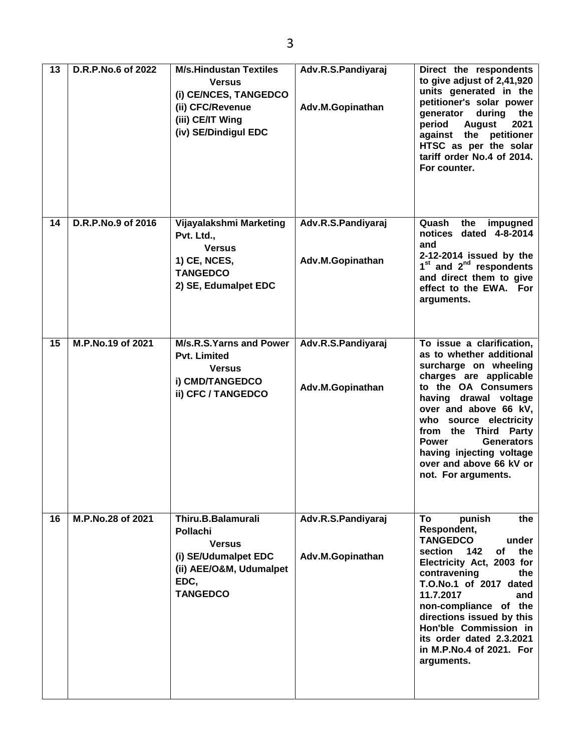| 13 | D.R.P.No.6 of 2022 | M/s.Hindustan Textiles<br>Versus<br>(i) CE/NCES, TANGEDCO<br>(ii) CFC/Revenue<br>(iii) CE/IT Wing<br>(iv) SE/Dindigul EDC | Adv.R.S.Pandiyaraj<br><br>Adv.M.Gopinathan | Direct the respondents to give adjust of 2,41,920 units generated in the petitioner's solar power generator during the period August 2021 against the petitioner HTSC as per the solar tariff order No.4 of 2014. For counter. |
|---|---|---|---|---|
| 14 | D.R.P.No.9 of 2016 | Vijayalakshmi Marketing Pvt. Ltd.,<br>Versus<br>1) CE, NCES, TANGEDCO<br>2) SE, Edumalpet EDC | Adv.R.S.Pandiyaraj<br><br>Adv.M.Gopinathan | Quash the impugned notices dated 4-8-2014 and 2-12-2014 issued by the 1st and 2nd respondents and direct them to give effect to the EWA. For arguments. |
| 15 | M.P.No.19 of 2021 | M/s.R.S.Yarns and Power Pvt. Limited<br>Versus<br>i) CMD/TANGEDCO<br>ii) CFC / TANGEDCO | Adv.R.S.Pandiyaraj<br><br>Adv.M.Gopinathan | To issue a clarification, as to whether additional surcharge on wheeling charges are applicable to the OA Consumers having drawal voltage over and above 66 kV, who source electricity from the Third Party Power Generators having injecting voltage over and above 66 kV or not. For arguments. |
| 16 | M.P.No.28 of 2021 | Thiru.B.Balamurali Pollachi<br>Versus<br>(i) SE/Udumalpet EDC<br>(ii) AEE/O&M, Udumalpet EDC,<br>TANGEDCO | Adv.R.S.Pandiyaraj<br><br>Adv.M.Gopinathan | To punish the Respondent, TANGEDCO under section 142 of the Electricity Act, 2003 for contravening the T.O.No.1 of 2017 dated 11.7.2017 and non-compliance of the directions issued by this Hon'ble Commission in its order dated 2.3.2021 in M.P.No.4 of 2021. For arguments. |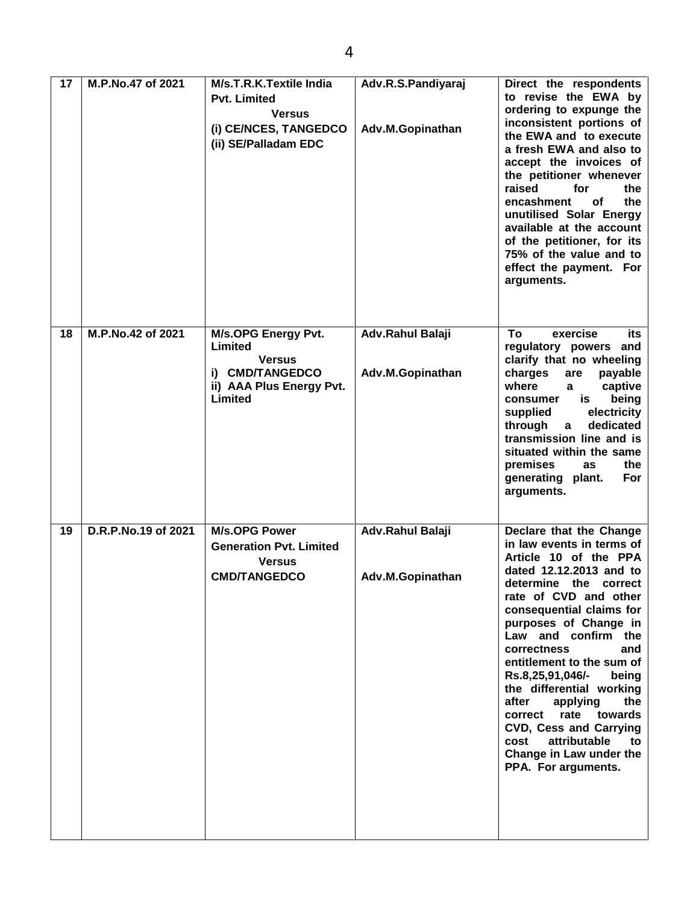| 17 | M.P.No.47 of 2021 | M/s.T.R.K.Textile India Pvt. Limited<br>Versus<br>(i) CE/NCES, TANGEDCO<br>(ii) SE/Palladam EDC | Adv.R.S.Pandiyaraj<br><br>Adv.M.Gopinathan | Direct the respondents to revise the EWA by ordering to expunge the inconsistent portions of the EWA and to execute a fresh EWA and also to accept the invoices of the petitioner whenever raised for the encashment of the unutilised Solar Energy available at the account of the petitioner, for its 75% of the value and to effect the payment. For arguments. |
|---|---|---|---|---|
| 18 | M.P.No.42 of 2021 | M/s.OPG Energy Pvt. Limited<br>Versus<br>i) CMD/TANGEDCO<br>ii) AAA Plus Energy Pvt. Limited | Adv.Rahul Balaji<br><br>Adv.M.Gopinathan | To exercise its regulatory powers and clarify that no wheeling charges are payable where a captive consumer is being supplied electricity through a dedicated transmission line and is situated within the same premises as the generating plant. For arguments. |
| 19 | D.R.P.No.19 of 2021 | M/s.OPG Power Generation Pvt. Limited<br>Versus<br>CMD/TANGEDCO | Adv.Rahul Balaji<br><br>Adv.M.Gopinathan | Declare that the Change in law events in terms of Article 10 of the PPA dated 12.12.2013 and to determine the correct rate of CVD and other consequential claims for purposes of Change in Law and confirm the correctness and entitlement to the sum of Rs.8,25,91,046/- being the differential working after applying the correct rate towards CVD, Cess and Carrying cost attributable to Change in Law under the PPA. For arguments. |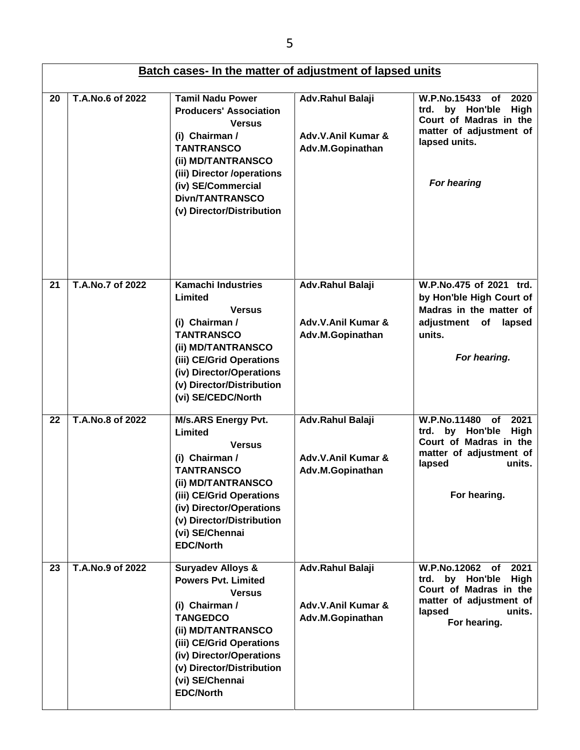## Batch cases- In the matter of adjustment of lapsed units

| | | | | |
|---|---|---|---|---|
| 20 | T.A.No.6 of 2022 | **Tamil Nadu Power Producers' Association**<br>Versus<br>(i) Chairman / TANTRANSCO<br>(ii) MD/TANTRANSCO<br>(iii) Director /operations<br>(iv) SE/Commercial Divn/TANTRANSCO<br>(v) Director/Distribution | Adv.Rahul Balaji<br><br>Adv.V.Anil Kumar & Adv.M.Gopinathan | W.P.No.15433 of 2020 trd. by Hon'ble High Court of Madras in the matter of adjustment of lapsed units.<br><br>*For hearing* |
| 21 | T.A.No.7 of 2022 | **Kamachi Industries Limited**<br>Versus<br>(i) Chairman / TANTRANSCO<br>(ii) MD/TANTRANSCO<br>(iii) CE/Grid Operations<br>(iv) Director/Operations<br>(v) Director/Distribution<br>(vi) SE/CEDC/North | Adv.Rahul Balaji<br><br>Adv.V.Anil Kumar & Adv.M.Gopinathan | W.P.No.475 of 2021 trd. by Hon'ble High Court of Madras in the matter of adjustment of lapsed units.<br><br>*For hearing.* |
| 22 | T.A.No.8 of 2022 | **M/s.ARS Energy Pvt. Limited**<br>Versus<br>(i) Chairman / TANTRANSCO<br>(ii) MD/TANTRANSCO<br>(iii) CE/Grid Operations<br>(iv) Director/Operations<br>(v) Director/Distribution<br>(vi) SE/Chennai EDC/North | Adv.Rahul Balaji<br><br>Adv.V.Anil Kumar & Adv.M.Gopinathan | W.P.No.11480 of 2021 trd. by Hon'ble High Court of Madras in the matter of adjustment of lapsed units.<br><br>For hearing. |
| 23 | T.A.No.9 of 2022 | **Suryadev Alloys & Powers Pvt. Limited**<br>Versus<br>(i) Chairman / TANGEDCO<br>(ii) MD/TANTRANSCO<br>(iii) CE/Grid Operations<br>(iv) Director/Operations<br>(v) Director/Distribution<br>(vi) SE/Chennai EDC/North | Adv.Rahul Balaji<br><br>Adv.V.Anil Kumar & Adv.M.Gopinathan | W.P.No.12062 of 2021 trd. by Hon'ble High Court of Madras in the matter of adjustment of lapsed units.<br>For hearing. |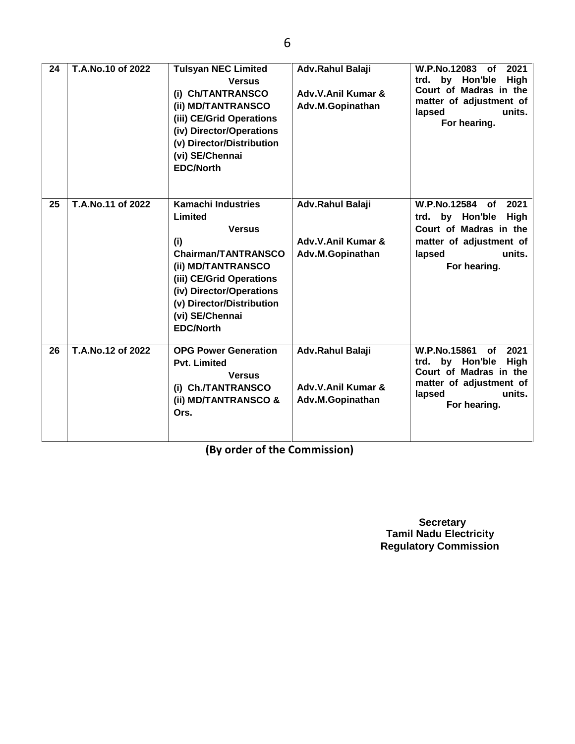| | | | | |
|---|---|---|---|---|
| 24 | T.A.No.10 of 2022 | **Tulsyan NEC Limited** Versus (i) Ch/TANTRANSCO (ii) MD/TANTRANSCO (iii) CE/Grid Operations (iv) Director/Operations (v) Director/Distribution (vi) SE/Chennai EDC/North | Adv.Rahul Balaji<br><br>Adv.V.Anil Kumar & Adv.M.Gopinathan | W.P.No.12083 of 2021 trd. by Hon'ble High Court of Madras in the matter of adjustment of lapsed units. For hearing. |
| 25 | T.A.No.11 of 2022 | **Kamachi Industries Limited** Versus (i) Chairman/TANTRANSCO (ii) MD/TANTRANSCO (iii) CE/Grid Operations (iv) Director/Operations (v) Director/Distribution (vi) SE/Chennai EDC/North | Adv.Rahul Balaji<br><br>Adv.V.Anil Kumar & Adv.M.Gopinathan | W.P.No.12584 of 2021 trd. by Hon'ble High Court of Madras in the matter of adjustment of lapsed units. For hearing. |
| 26 | T.A.No.12 of 2022 | **OPG Power Generation Pvt. Limited** Versus (i) Ch./TANTRANSCO (ii) MD/TANTRANSCO & Ors. | Adv.Rahul Balaji<br><br>Adv.V.Anil Kumar & Adv.M.Gopinathan | W.P.No.15861 of 2021 trd. by Hon'ble High Court of Madras in the matter of adjustment of lapsed units. For hearing. |

**(By order of the Commission)**

**Secretary**
**Tamil Nadu Electricity Regulatory Commission**